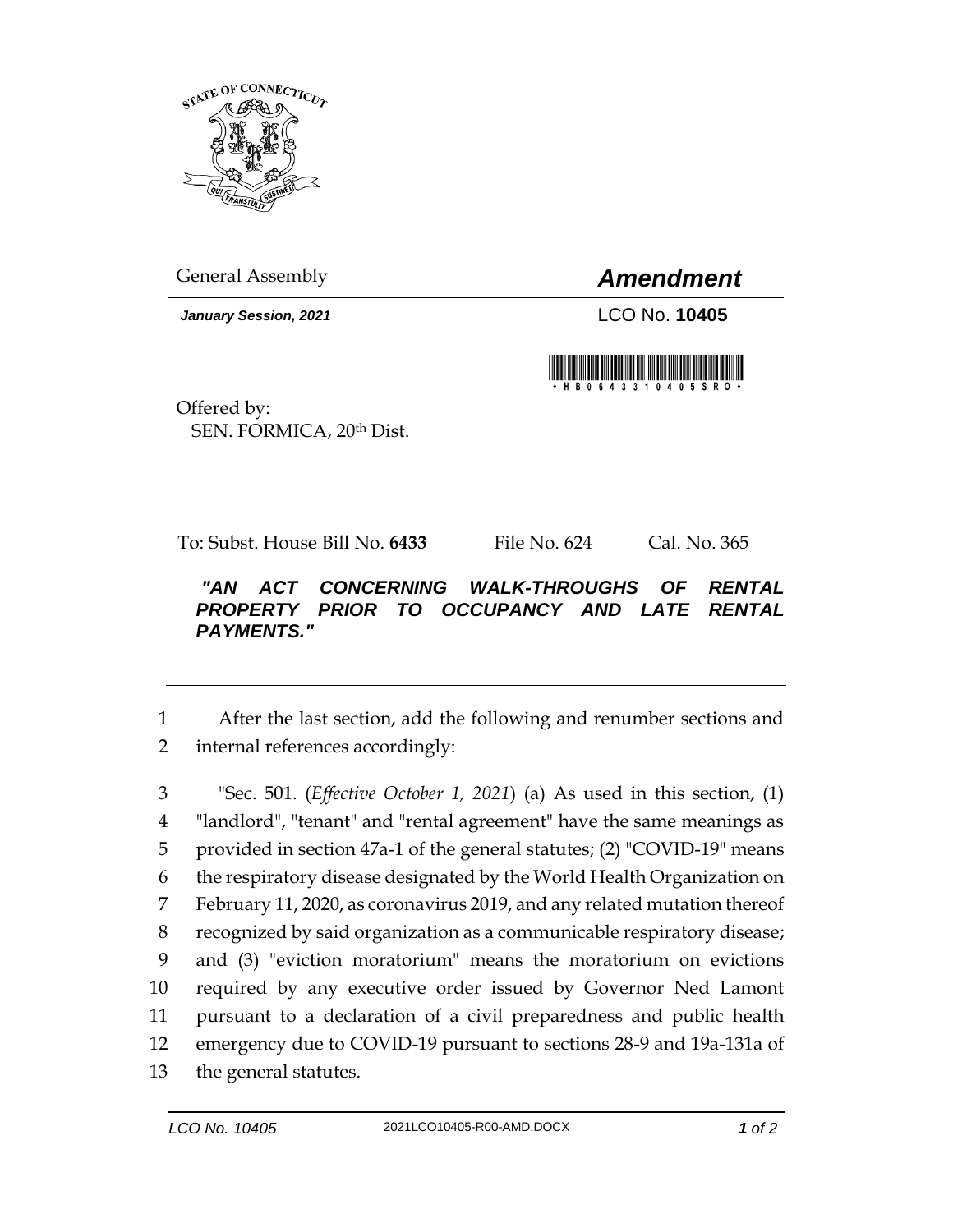General Assembly

# *Amendment*

***January Session, 2021***

LCO No. **10405**

Offered by:
SEN. FORMICA, 20th Dist.

To: Subst. House Bill No. **6433** File No. 624 Cal. No. 365

***"AN ACT CONCERNING WALK-THROUGHS OF RENTAL PROPERTY PRIOR TO OCCUPANCY AND LATE RENTAL PAYMENTS."***

1 After the last section, add the following and renumber sections and
2 internal references accordingly:

3 "Sec. 501. (*Effective October 1, 2021*) (a) As used in this section, (1)
4 "landlord", "tenant" and "rental agreement" have the same meanings as
5 provided in section 47a-1 of the general statutes; (2) "COVID-19" means
6 the respiratory disease designated by the World Health Organization on
7 February 11, 2020, as coronavirus 2019, and any related mutation thereof
8 recognized by said organization as a communicable respiratory disease;
9 and (3) "eviction moratorium" means the moratorium on evictions
10 required by any executive order issued by Governor Ned Lamont
11 pursuant to a declaration of a civil preparedness and public health
12 emergency due to COVID-19 pursuant to sections 28-9 and 19a-131a of
13 the general statutes.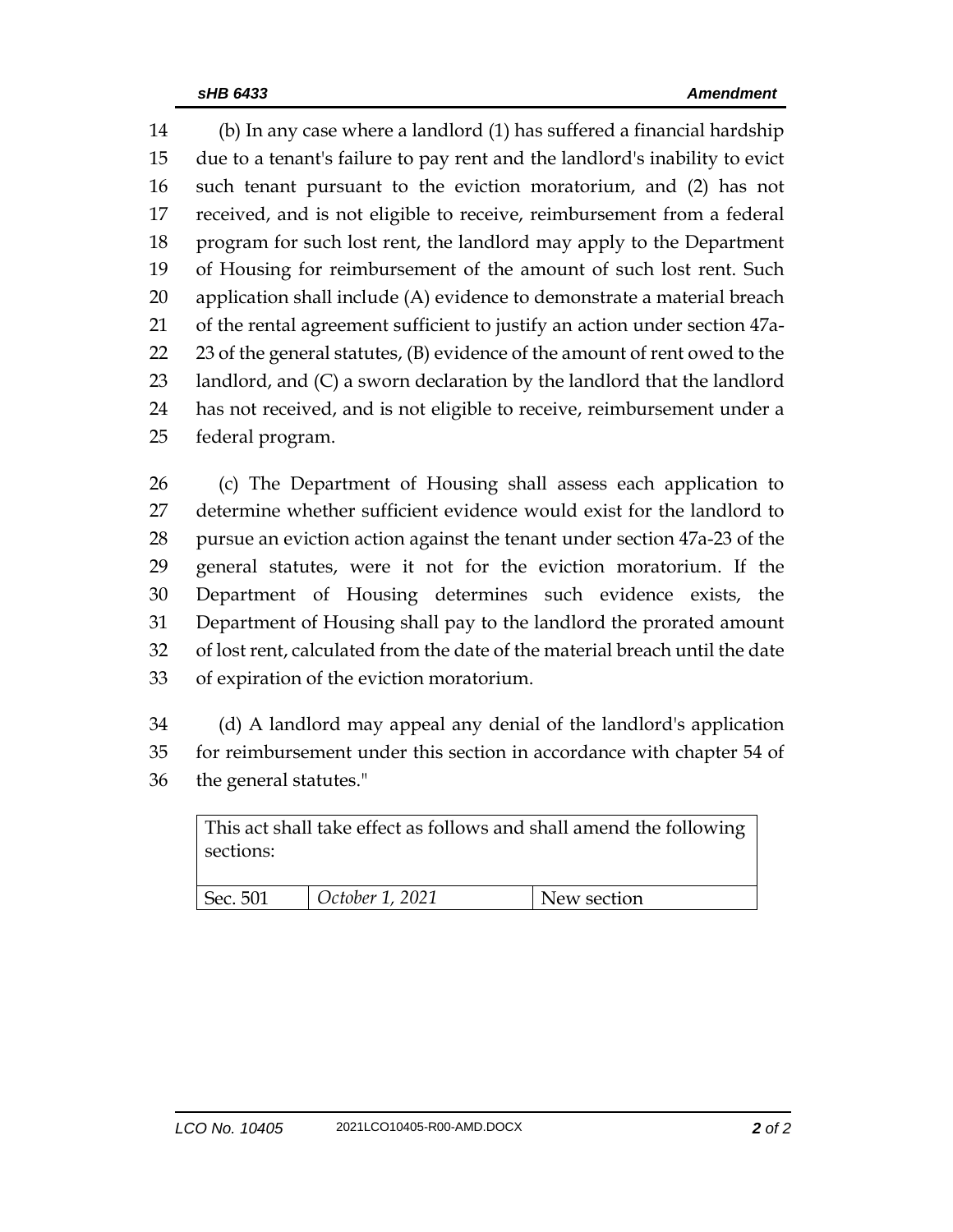(b) In any case where a landlord (1) has suffered a financial hardship due to a tenant's failure to pay rent and the landlord's inability to evict such tenant pursuant to the eviction moratorium, and (2) has not received, and is not eligible to receive, reimbursement from a federal program for such lost rent, the landlord may apply to the Department of Housing for reimbursement of the amount of such lost rent. Such application shall include (A) evidence to demonstrate a material breach of the rental agreement sufficient to justify an action under section 47a-23 of the general statutes, (B) evidence of the amount of rent owed to the landlord, and (C) a sworn declaration by the landlord that the landlord has not received, and is not eligible to receive, reimbursement under a federal program.

(c) The Department of Housing shall assess each application to determine whether sufficient evidence would exist for the landlord to pursue an eviction action against the tenant under section 47a-23 of the general statutes, were it not for the eviction moratorium. If the Department of Housing determines such evidence exists, the Department of Housing shall pay to the landlord the prorated amount of lost rent, calculated from the date of the material breach until the date of expiration of the eviction moratorium.

(d) A landlord may appeal any denial of the landlord's application for reimbursement under this section in accordance with chapter 54 of the general statutes."

| This act shall take effect as follows and shall amend the following sections: | | |
|---|---|---|
| Sec. 501 | *October 1, 2021* | New section |